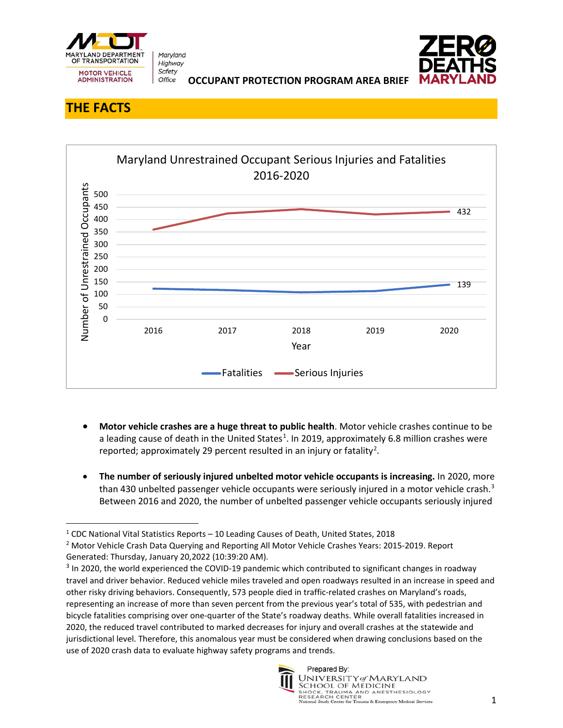OCCUPANT PROTECTION PROGRAM AREA BRIEF

## THE FACTS

Maryland Unrestrained Occupant Serious Injuries and Fatalities 2016-2020

- **Motor vehicle crashes are a huge threat to public health**. Motor vehicle crashes continue to be a leading cause of death in the United States[1]. In 2019, approximately 6.8 million crashes were reported; approximately 29 percent resulted in an injury or fatality[2].

- **The number of seriously injured unbelted motor vehicle occupants is increasing.** In 2020, more than 430 unbelted passenger vehicle occupants were seriously injured in a motor vehicle crash.[3] Between 2016 and 2020, the number of unbelted passenger vehicle occupants seriously injured

---

[1] CDC National Vital Statistics Reports – 10 Leading Causes of Death, United States, 2018

[2] Motor Vehicle Crash Data Querying and Reporting All Motor Vehicle Crashes Years: 2015-2019. Report Generated: Thursday, January 20,2022 (10:39:20 AM).

[3] In 2020, the world experienced the COVID-19 pandemic which contributed to significant changes in roadway travel and driver behavior. Reduced vehicle miles traveled and open roadways resulted in an increase in speed and other risky driving behaviors. Consequently, 573 people died in traffic-related crashes on Maryland's roads, representing an increase of more than seven percent from the previous year's total of 535, with pedestrian and bicycle fatalities comprising over one-quarter of the State's roadway deaths. While overall fatalities increased in 2020, the reduced travel contributed to marked decreases for injury and overall crashes at the statewide and jurisdictional level. Therefore, this anomalous year must be considered when drawing conclusions based on the use of 2020 crash data to evaluate highway safety programs and trends.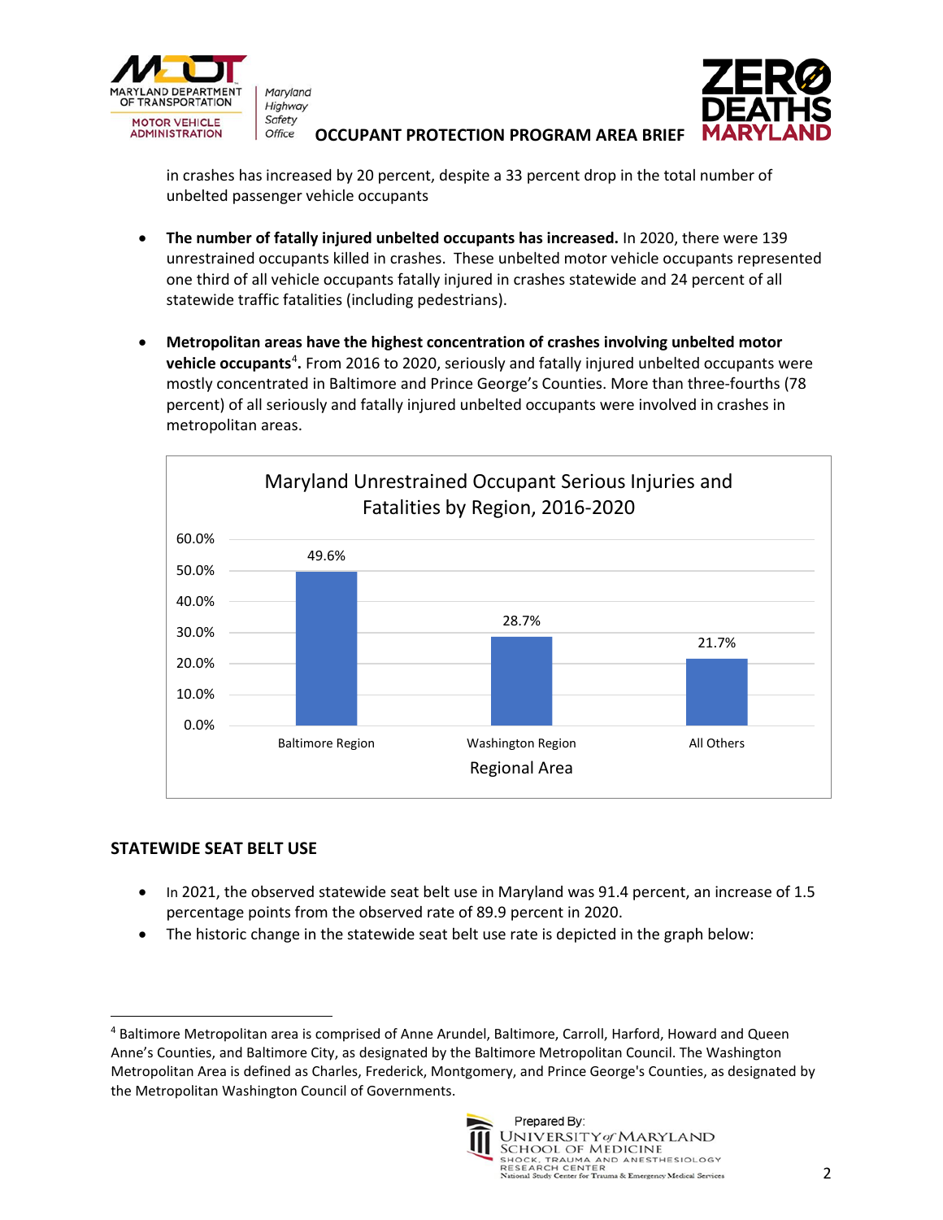in crashes has increased by 20 percent, despite a 33 percent drop in the total number of unbelted passenger vehicle occupants

- **The number of fatally injured unbelted occupants has increased.** In 2020, there were 139 unrestrained occupants killed in crashes. These unbelted motor vehicle occupants represented one third of all vehicle occupants fatally injured in crashes statewide and 24 percent of all statewide traffic fatalities (including pedestrians).

- **Metropolitan areas have the highest concentration of crashes involving unbelted motor vehicle occupants**[4]**.** From 2016 to 2020, seriously and fatally injured unbelted occupants were mostly concentrated in Baltimore and Prince George's Counties. More than three-fourths (78 percent) of all seriously and fatally injured unbelted occupants were involved in crashes in metropolitan areas.

**Maryland Unrestrained Occupant Serious Injuries and Fatalities by Region, 2016-2020**

| Regional Area | Percent |
|---|---|
| Baltimore Region | 49.6% |
| Washington Region | 28.7% |
| All Others | 21.7% |

## STATEWIDE SEAT BELT USE

- In 2021, the observed statewide seat belt use in Maryland was 91.4 percent, an increase of 1.5 percentage points from the observed rate of 89.9 percent in 2020.
- The historic change in the statewide seat belt use rate is depicted in the graph below:

[4] Baltimore Metropolitan area is comprised of Anne Arundel, Baltimore, Carroll, Harford, Howard and Queen Anne's Counties, and Baltimore City, as designated by the Baltimore Metropolitan Council. The Washington Metropolitan Area is defined as Charles, Frederick, Montgomery, and Prince George's Counties, as designated by the Metropolitan Washington Council of Governments.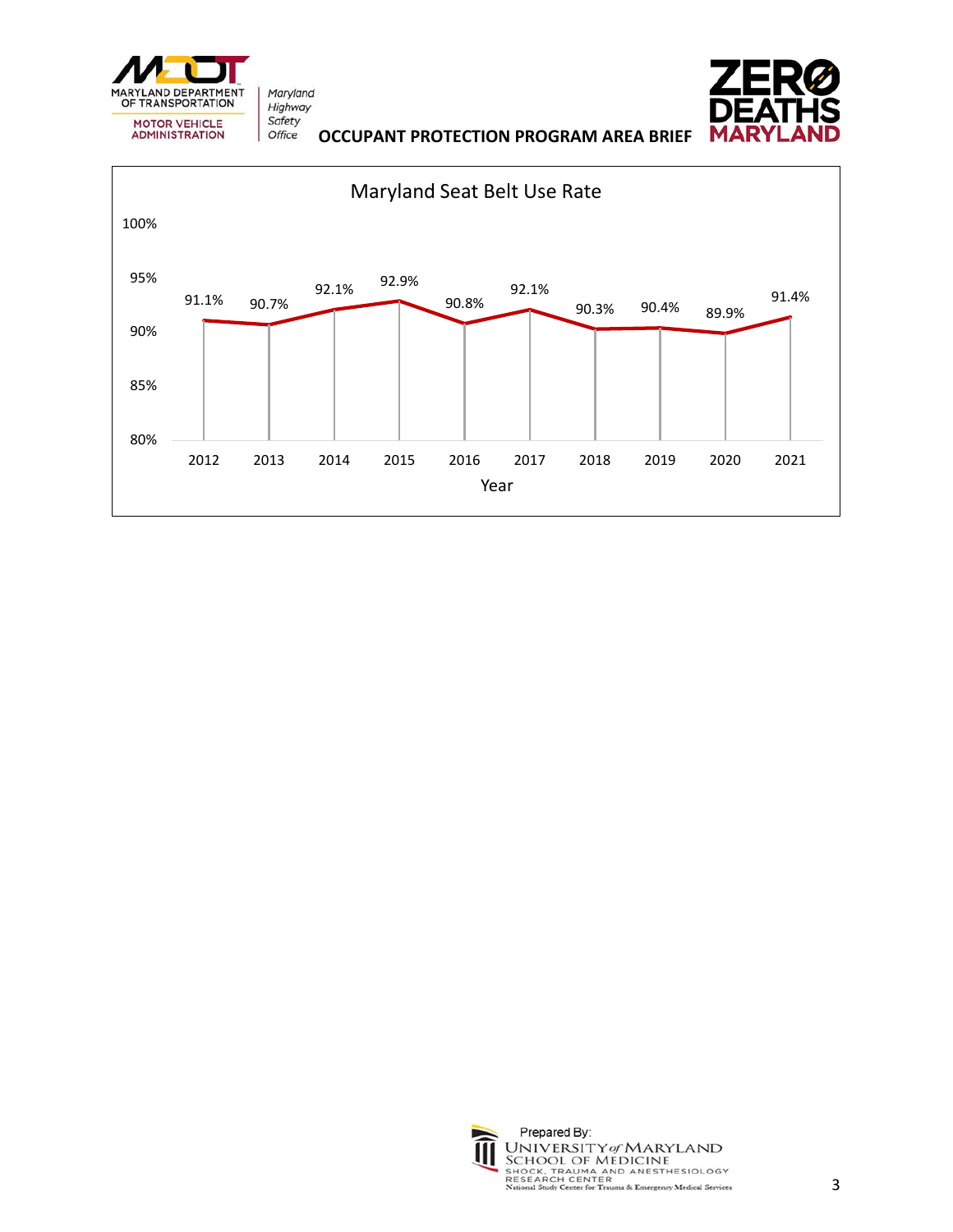OCCUPANT PROTECTION PROGRAM AREA BRIEF

Maryland Seat Belt Use Rate

100%
95%
90%
85%
80%

91.1%
90.7%
92.1%
92.9%
90.8%
92.1%
90.3%
90.4%
89.9%
91.4%

2012
2013
2014
2015
2016
2017
2018
2019
2020
2021

Year

Prepared By:
University of Maryland School of Medicine
Shock, Trauma and Anesthesiology Research Center
National Study Center for Trauma & Emergency Medical Services